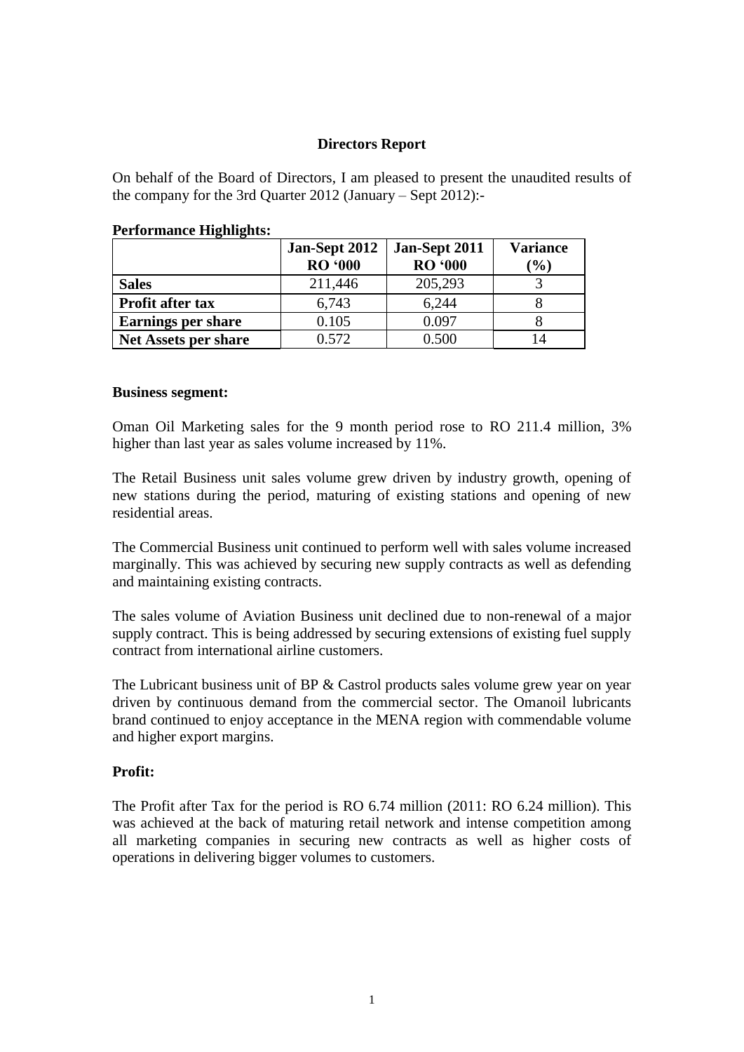# Directors Report

On behalf of the Board of Directors, I am pleased to present the unaudited results of the company for the 3rd Quarter 2012 (January – Sept 2012):-

**Performance Highlights:**

| | Jan-Sept 2012 RO '000 | Jan-Sept 2011 RO '000 | Variance (%) |
|---|---|---|---|
| **Sales** | 211,446 | 205,293 | 3 |
| **Profit after tax** | 6,743 | 6,244 | 8 |
| **Earnings per share** | 0.105 | 0.097 | 8 |
| **Net Assets per share** | 0.572 | 0.500 | 14 |

**Business segment:**

Oman Oil Marketing sales for the 9 month period rose to RO 211.4 million, 3% higher than last year as sales volume increased by 11%.

The Retail Business unit sales volume grew driven by industry growth, opening of new stations during the period, maturing of existing stations and opening of new residential areas.

The Commercial Business unit continued to perform well with sales volume increased marginally. This was achieved by securing new supply contracts as well as defending and maintaining existing contracts.

The sales volume of Aviation Business unit declined due to non-renewal of a major supply contract. This is being addressed by securing extensions of existing fuel supply contract from international airline customers.

The Lubricant business unit of BP & Castrol products sales volume grew year on year driven by continuous demand from the commercial sector. The Omanoil lubricants brand continued to enjoy acceptance in the MENA region with commendable volume and higher export margins.

**Profit:**

The Profit after Tax for the period is RO 6.74 million (2011: RO 6.24 million). This was achieved at the back of maturing retail network and intense competition among all marketing companies in securing new contracts as well as higher costs of operations in delivering bigger volumes to customers.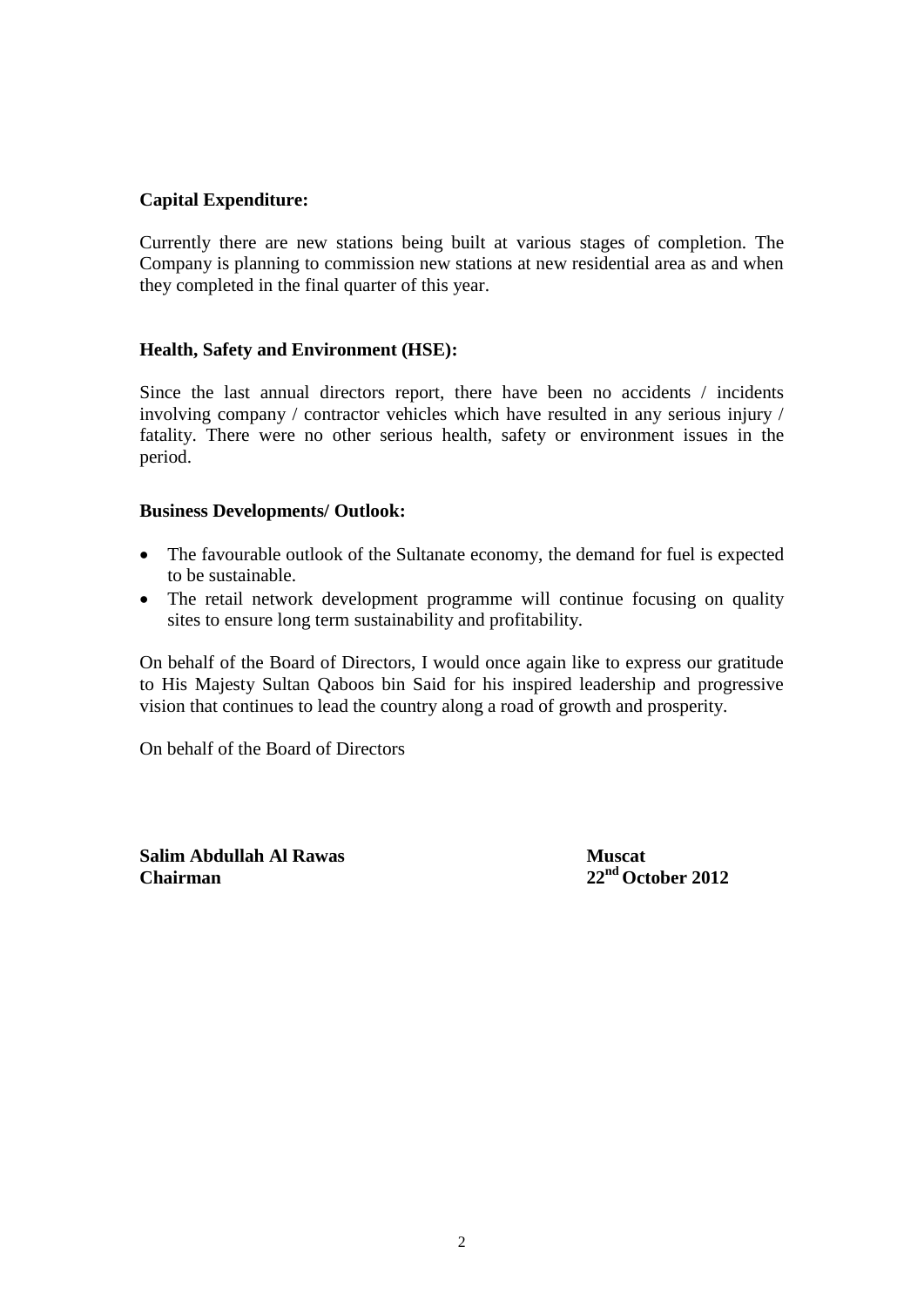**Capital Expenditure:**

Currently there are new stations being built at various stages of completion. The Company is planning to commission new stations at new residential area as and when they completed in the final quarter of this year.

**Health, Safety and Environment (HSE):**

Since the last annual directors report, there have been no accidents / incidents involving company / contractor vehicles which have resulted in any serious injury / fatality. There were no other serious health, safety or environment issues in the period.

**Business Developments/ Outlook:**

- The favourable outlook of the Sultanate economy, the demand for fuel is expected to be sustainable.
- The retail network development programme will continue focusing on quality sites to ensure long term sustainability and profitability.

On behalf of the Board of Directors, I would once again like to express our gratitude to His Majesty Sultan Qaboos bin Said for his inspired leadership and progressive vision that continues to lead the country along a road of growth and prosperity.

On behalf of the Board of Directors

**Salim Abdullah Al Rawas**
**Chairman**

**Muscat**
**22nd October 2012**